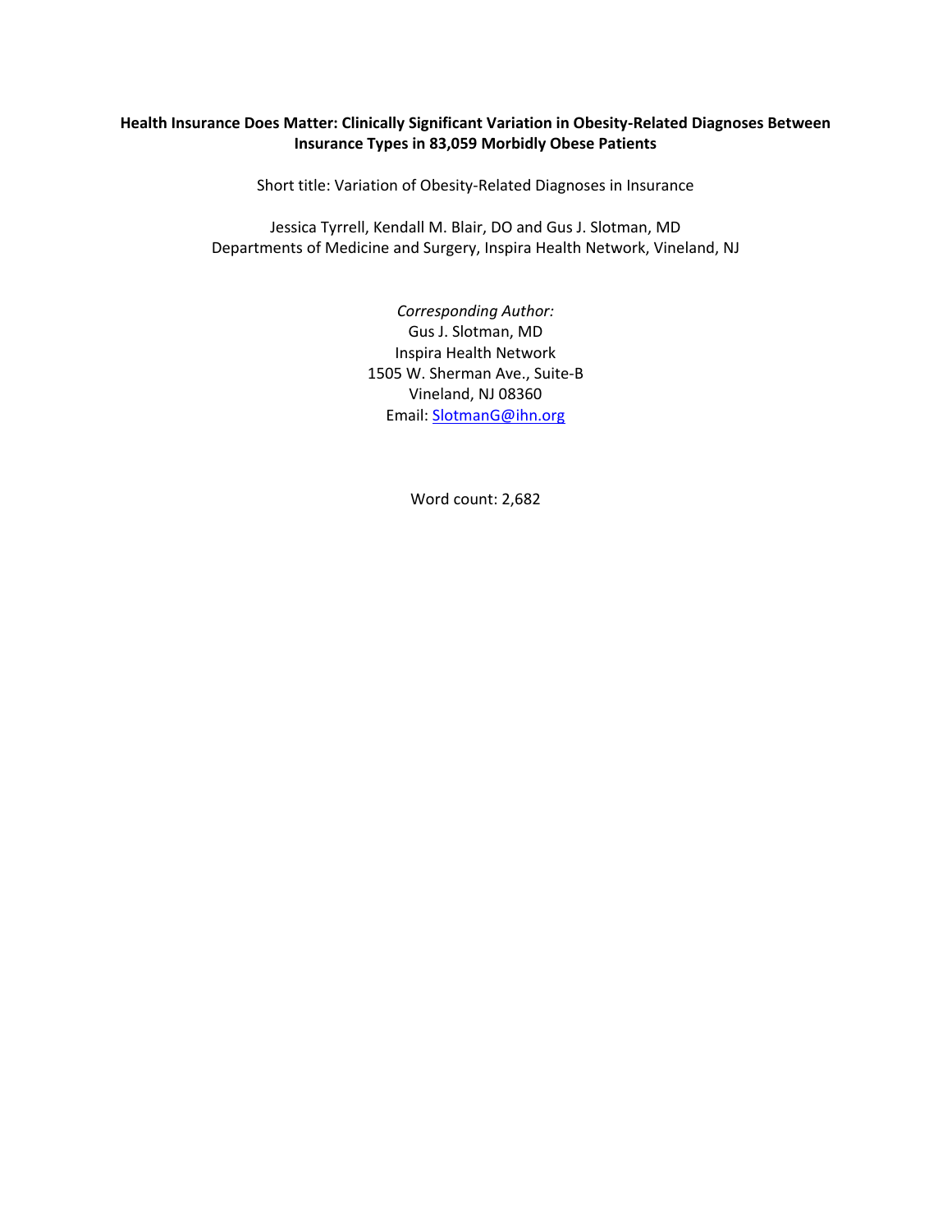# Health Insurance Does Matter: Clinically Significant Variation in Obesity-Related Diagnoses Between Insurance Types in 83,059 Morbidly Obese Patients

Short title: Variation of Obesity-Related Diagnoses in Insurance

Jessica Tyrrell, Kendall M. Blair, DO and Gus J. Slotman, MD
Departments of Medicine and Surgery, Inspira Health Network, Vineland, NJ

*Corresponding Author:*
Gus J. Slotman, MD
Inspira Health Network
1505 W. Sherman Ave., Suite-B
Vineland, NJ 08360
Email: SlotmanG@ihn.org

Word count: 2,682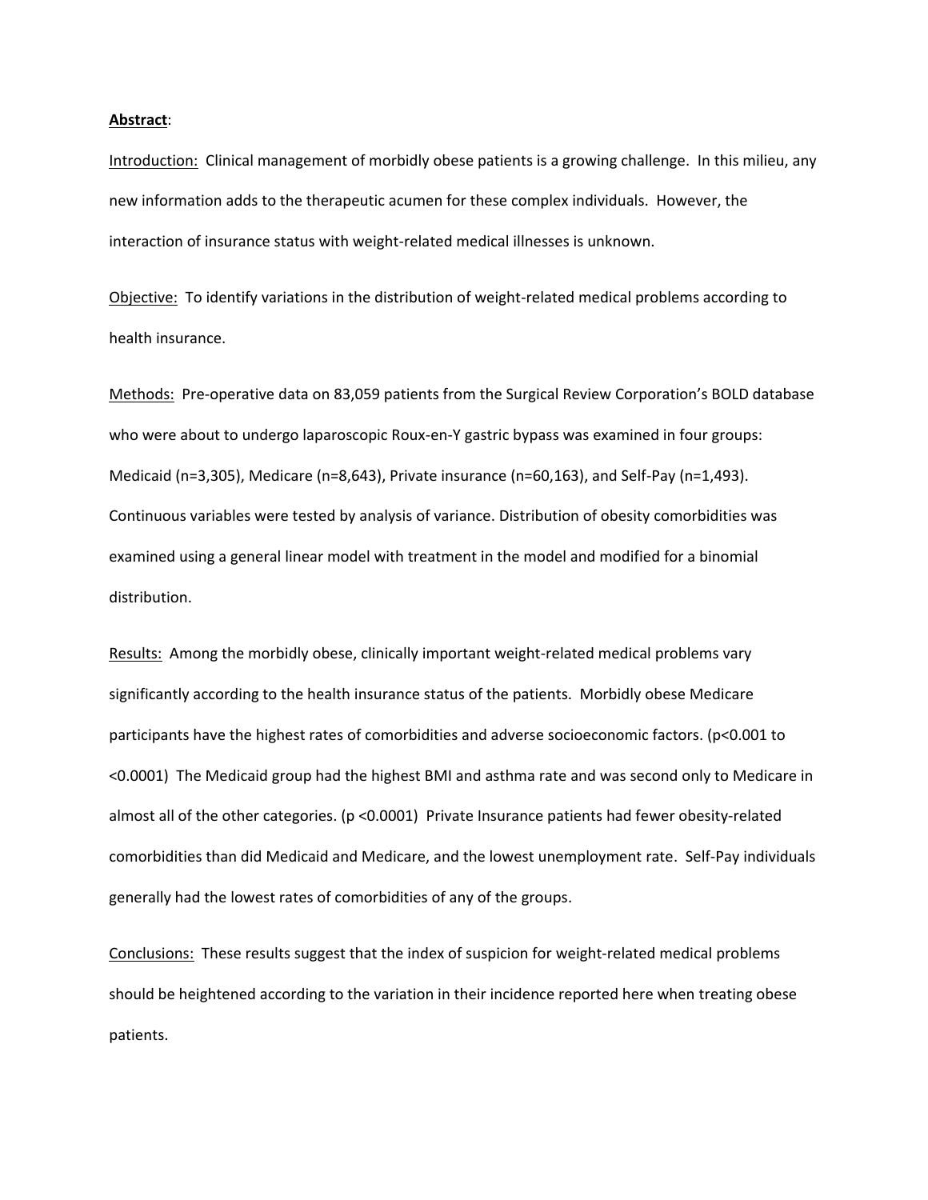**Abstract**:

Introduction: Clinical management of morbidly obese patients is a growing challenge. In this milieu, any new information adds to the therapeutic acumen for these complex individuals. However, the interaction of insurance status with weight-related medical illnesses is unknown.

Objective: To identify variations in the distribution of weight-related medical problems according to health insurance.

Methods: Pre-operative data on 83,059 patients from the Surgical Review Corporation's BOLD database who were about to undergo laparoscopic Roux-en-Y gastric bypass was examined in four groups: Medicaid (n=3,305), Medicare (n=8,643), Private insurance (n=60,163), and Self-Pay (n=1,493). Continuous variables were tested by analysis of variance. Distribution of obesity comorbidities was examined using a general linear model with treatment in the model and modified for a binomial distribution.

Results: Among the morbidly obese, clinically important weight-related medical problems vary significantly according to the health insurance status of the patients. Morbidly obese Medicare participants have the highest rates of comorbidities and adverse socioeconomic factors. ($p<0.001$ to $<0.0001$) The Medicaid group had the highest BMI and asthma rate and was second only to Medicare in almost all of the other categories. ($p <0.0001$) Private Insurance patients had fewer obesity-related comorbidities than did Medicaid and Medicare, and the lowest unemployment rate. Self-Pay individuals generally had the lowest rates of comorbidities of any of the groups.

Conclusions: These results suggest that the index of suspicion for weight-related medical problems should be heightened according to the variation in their incidence reported here when treating obese patients.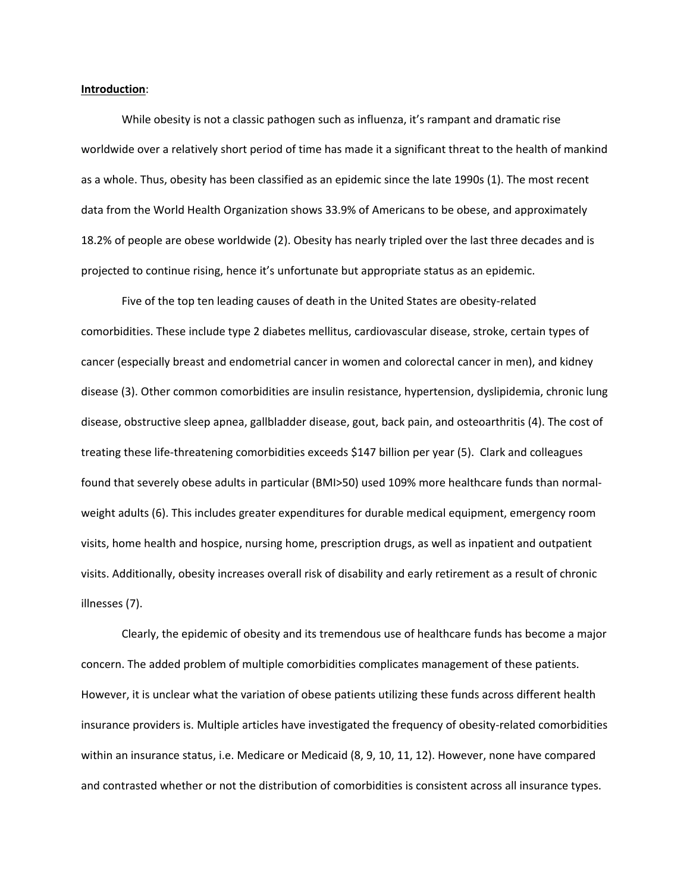**Introduction**:

While obesity is not a classic pathogen such as influenza, it's rampant and dramatic rise worldwide over a relatively short period of time has made it a significant threat to the health of mankind as a whole. Thus, obesity has been classified as an epidemic since the late 1990s (1). The most recent data from the World Health Organization shows 33.9% of Americans to be obese, and approximately 18.2% of people are obese worldwide (2). Obesity has nearly tripled over the last three decades and is projected to continue rising, hence it's unfortunate but appropriate status as an epidemic.

Five of the top ten leading causes of death in the United States are obesity-related comorbidities. These include type 2 diabetes mellitus, cardiovascular disease, stroke, certain types of cancer (especially breast and endometrial cancer in women and colorectal cancer in men), and kidney disease (3). Other common comorbidities are insulin resistance, hypertension, dyslipidemia, chronic lung disease, obstructive sleep apnea, gallbladder disease, gout, back pain, and osteoarthritis (4). The cost of treating these life-threatening comorbidities exceeds $147 billion per year (5). Clark and colleagues found that severely obese adults in particular (BMI>50) used 109% more healthcare funds than normal-weight adults (6). This includes greater expenditures for durable medical equipment, emergency room visits, home health and hospice, nursing home, prescription drugs, as well as inpatient and outpatient visits. Additionally, obesity increases overall risk of disability and early retirement as a result of chronic illnesses (7).

Clearly, the epidemic of obesity and its tremendous use of healthcare funds has become a major concern. The added problem of multiple comorbidities complicates management of these patients. However, it is unclear what the variation of obese patients utilizing these funds across different health insurance providers is. Multiple articles have investigated the frequency of obesity-related comorbidities within an insurance status, i.e. Medicare or Medicaid (8, 9, 10, 11, 12). However, none have compared and contrasted whether or not the distribution of comorbidities is consistent across all insurance types.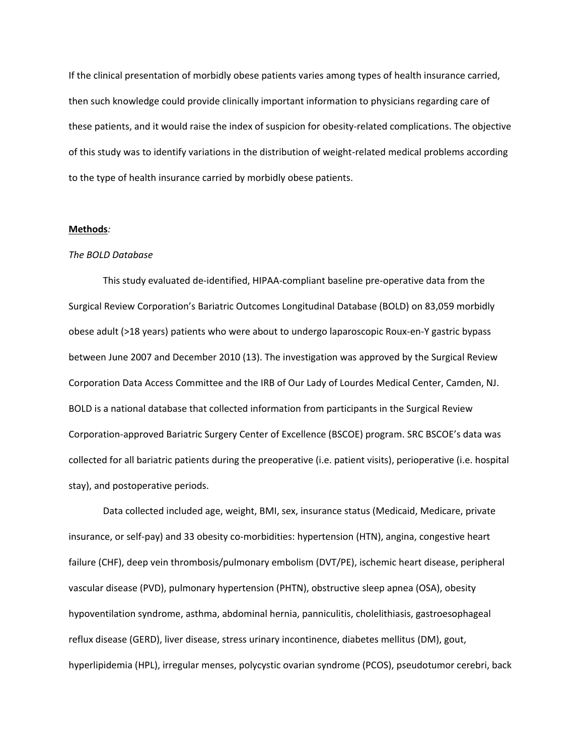If the clinical presentation of morbidly obese patients varies among types of health insurance carried, then such knowledge could provide clinically important information to physicians regarding care of these patients, and it would raise the index of suspicion for obesity-related complications. The objective of this study was to identify variations in the distribution of weight-related medical problems according to the type of health insurance carried by morbidly obese patients.

**Methods***:*

*The BOLD Database*

This study evaluated de-identified, HIPAA-compliant baseline pre-operative data from the Surgical Review Corporation's Bariatric Outcomes Longitudinal Database (BOLD) on 83,059 morbidly obese adult (>18 years) patients who were about to undergo laparoscopic Roux-en-Y gastric bypass between June 2007 and December 2010 (13). The investigation was approved by the Surgical Review Corporation Data Access Committee and the IRB of Our Lady of Lourdes Medical Center, Camden, NJ. BOLD is a national database that collected information from participants in the Surgical Review Corporation-approved Bariatric Surgery Center of Excellence (BSCOE) program. SRC BSCOE's data was collected for all bariatric patients during the preoperative (i.e. patient visits), perioperative (i.e. hospital stay), and postoperative periods.

Data collected included age, weight, BMI, sex, insurance status (Medicaid, Medicare, private insurance, or self-pay) and 33 obesity co-morbidities: hypertension (HTN), angina, congestive heart failure (CHF), deep vein thrombosis/pulmonary embolism (DVT/PE), ischemic heart disease, peripheral vascular disease (PVD), pulmonary hypertension (PHTN), obstructive sleep apnea (OSA), obesity hypoventilation syndrome, asthma, abdominal hernia, panniculitis, cholelithiasis, gastroesophageal reflux disease (GERD), liver disease, stress urinary incontinence, diabetes mellitus (DM), gout, hyperlipidemia (HPL), irregular menses, polycystic ovarian syndrome (PCOS), pseudotumor cerebri, back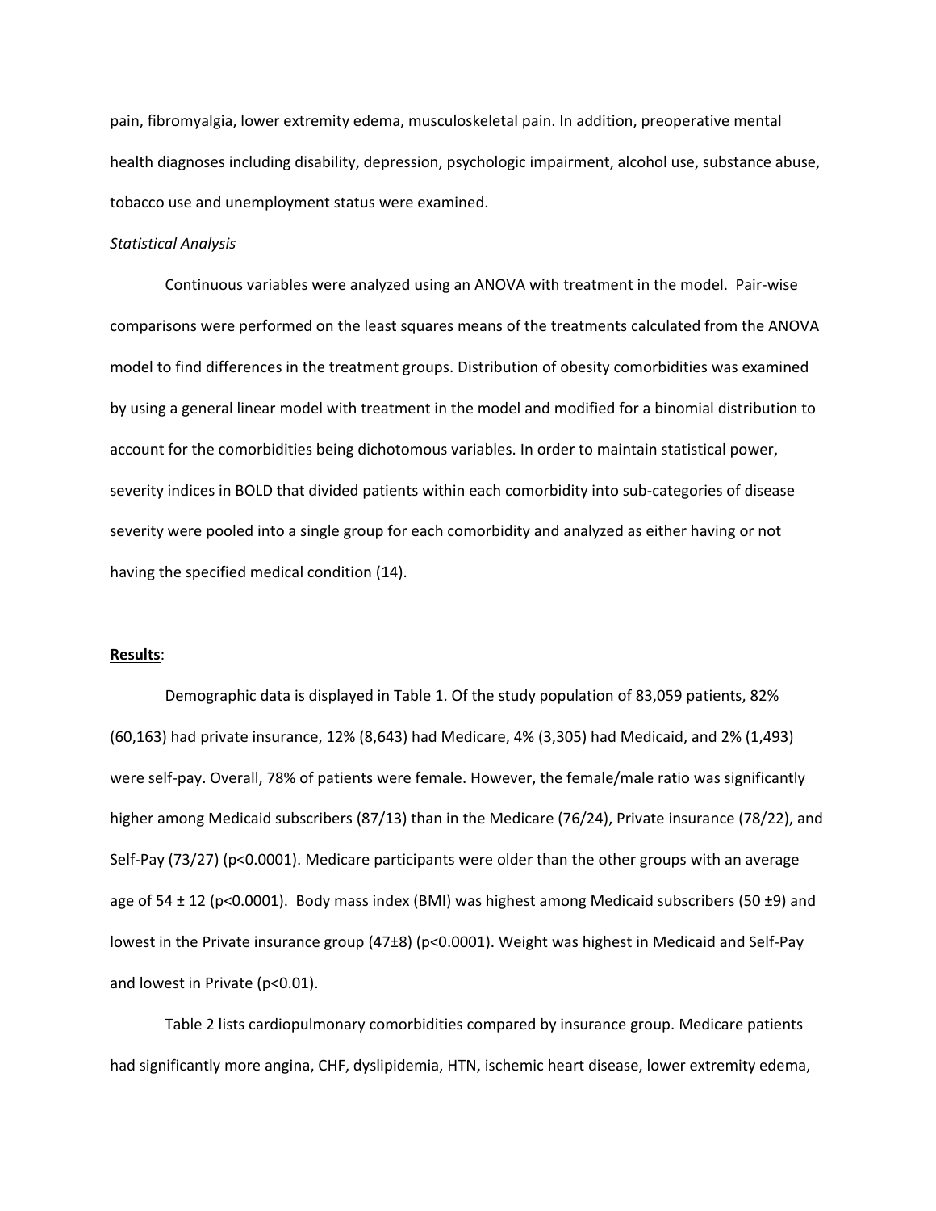pain, fibromyalgia, lower extremity edema, musculoskeletal pain. In addition, preoperative mental health diagnoses including disability, depression, psychologic impairment, alcohol use, substance abuse, tobacco use and unemployment status were examined.

*Statistical Analysis*

Continuous variables were analyzed using an ANOVA with treatment in the model. Pair-wise comparisons were performed on the least squares means of the treatments calculated from the ANOVA model to find differences in the treatment groups. Distribution of obesity comorbidities was examined by using a general linear model with treatment in the model and modified for a binomial distribution to account for the comorbidities being dichotomous variables. In order to maintain statistical power, severity indices in BOLD that divided patients within each comorbidity into sub-categories of disease severity were pooled into a single group for each comorbidity and analyzed as either having or not having the specified medical condition (14).

**Results**:

Demographic data is displayed in Table 1. Of the study population of 83,059 patients, 82% (60,163) had private insurance, 12% (8,643) had Medicare, 4% (3,305) had Medicaid, and 2% (1,493) were self-pay. Overall, 78% of patients were female. However, the female/male ratio was significantly higher among Medicaid subscribers (87/13) than in the Medicare (76/24), Private insurance (78/22), and Self-Pay (73/27) ($p<0.0001$). Medicare participants were older than the other groups with an average age of $54 \pm 12$ ($p<0.0001$). Body mass index (BMI) was highest among Medicaid subscribers ($50 \pm 9$) and lowest in the Private insurance group ($47 \pm 8$) ($p<0.0001$). Weight was highest in Medicaid and Self-Pay and lowest in Private ($p<0.01$).

Table 2 lists cardiopulmonary comorbidities compared by insurance group. Medicare patients had significantly more angina, CHF, dyslipidemia, HTN, ischemic heart disease, lower extremity edema,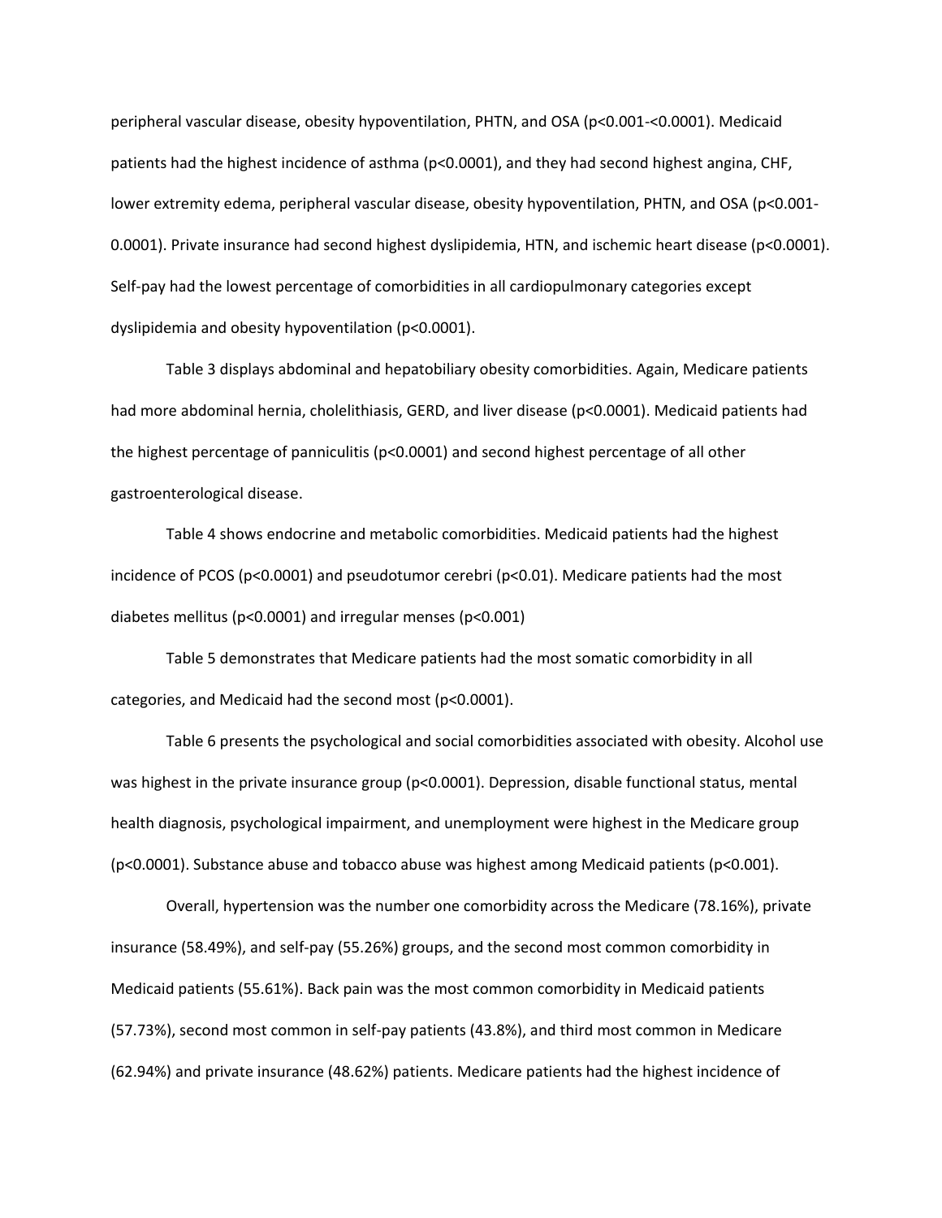peripheral vascular disease, obesity hypoventilation, PHTN, and OSA ($p<0.001$-$<0.0001$). Medicaid patients had the highest incidence of asthma ($p<0.0001$), and they had second highest angina, CHF, lower extremity edema, peripheral vascular disease, obesity hypoventilation, PHTN, and OSA ($p<0.001$-0.0001). Private insurance had second highest dyslipidemia, HTN, and ischemic heart disease ($p<0.0001$). Self-pay had the lowest percentage of comorbidities in all cardiopulmonary categories except dyslipidemia and obesity hypoventilation ($p<0.0001$).

Table 3 displays abdominal and hepatobiliary obesity comorbidities. Again, Medicare patients had more abdominal hernia, cholelithiasis, GERD, and liver disease ($p<0.0001$). Medicaid patients had the highest percentage of panniculitis ($p<0.0001$) and second highest percentage of all other gastroenterological disease.

Table 4 shows endocrine and metabolic comorbidities. Medicaid patients had the highest incidence of PCOS ($p<0.0001$) and pseudotumor cerebri ($p<0.01$). Medicare patients had the most diabetes mellitus ($p<0.0001$) and irregular menses ($p<0.001$)

Table 5 demonstrates that Medicare patients had the most somatic comorbidity in all categories, and Medicaid had the second most ($p<0.0001$).

Table 6 presents the psychological and social comorbidities associated with obesity. Alcohol use was highest in the private insurance group ($p<0.0001$). Depression, disable functional status, mental health diagnosis, psychological impairment, and unemployment were highest in the Medicare group ($p<0.0001$). Substance abuse and tobacco abuse was highest among Medicaid patients ($p<0.001$).

Overall, hypertension was the number one comorbidity across the Medicare (78.16%), private insurance (58.49%), and self-pay (55.26%) groups, and the second most common comorbidity in Medicaid patients (55.61%). Back pain was the most common comorbidity in Medicaid patients (57.73%), second most common in self-pay patients (43.8%), and third most common in Medicare (62.94%) and private insurance (48.62%) patients. Medicare patients had the highest incidence of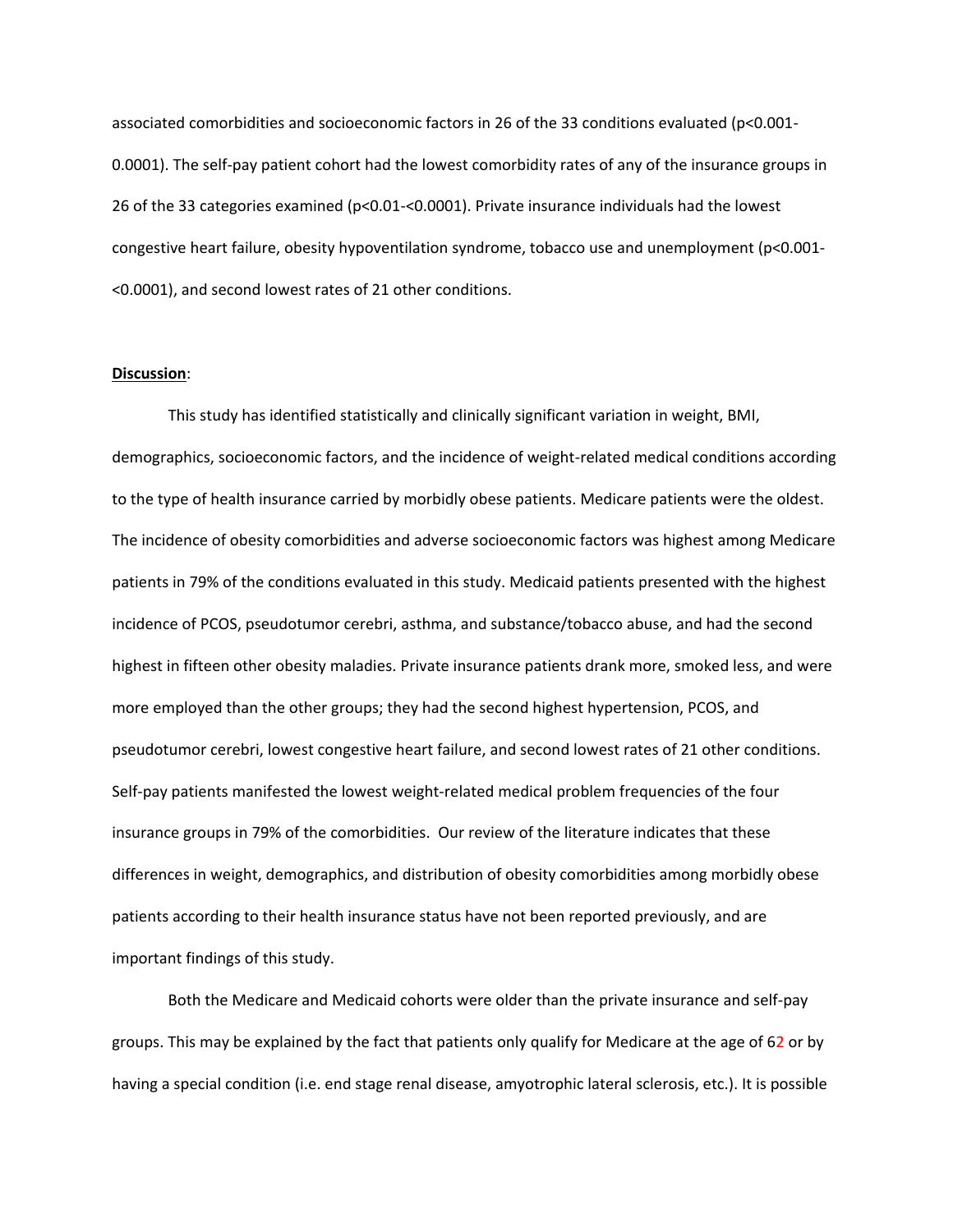associated comorbidities and socioeconomic factors in 26 of the 33 conditions evaluated ($p<0.001$-$0.0001$). The self-pay patient cohort had the lowest comorbidity rates of any of the insurance groups in 26 of the 33 categories examined ($p<0.01$-$<0.0001$). Private insurance individuals had the lowest congestive heart failure, obesity hypoventilation syndrome, tobacco use and unemployment ($p<0.001$-$<0.0001$), and second lowest rates of 21 other conditions.

**Discussion**:

This study has identified statistically and clinically significant variation in weight, BMI, demographics, socioeconomic factors, and the incidence of weight-related medical conditions according to the type of health insurance carried by morbidly obese patients. Medicare patients were the oldest. The incidence of obesity comorbidities and adverse socioeconomic factors was highest among Medicare patients in 79% of the conditions evaluated in this study. Medicaid patients presented with the highest incidence of PCOS, pseudotumor cerebri, asthma, and substance/tobacco abuse, and had the second highest in fifteen other obesity maladies. Private insurance patients drank more, smoked less, and were more employed than the other groups; they had the second highest hypertension, PCOS, and pseudotumor cerebri, lowest congestive heart failure, and second lowest rates of 21 other conditions. Self-pay patients manifested the lowest weight-related medical problem frequencies of the four insurance groups in 79% of the comorbidities. Our review of the literature indicates that these differences in weight, demographics, and distribution of obesity comorbidities among morbidly obese patients according to their health insurance status have not been reported previously, and are important findings of this study.

Both the Medicare and Medicaid cohorts were older than the private insurance and self-pay groups. This may be explained by the fact that patients only qualify for Medicare at the age of 62 or by having a special condition (i.e. end stage renal disease, amyotrophic lateral sclerosis, etc.). It is possible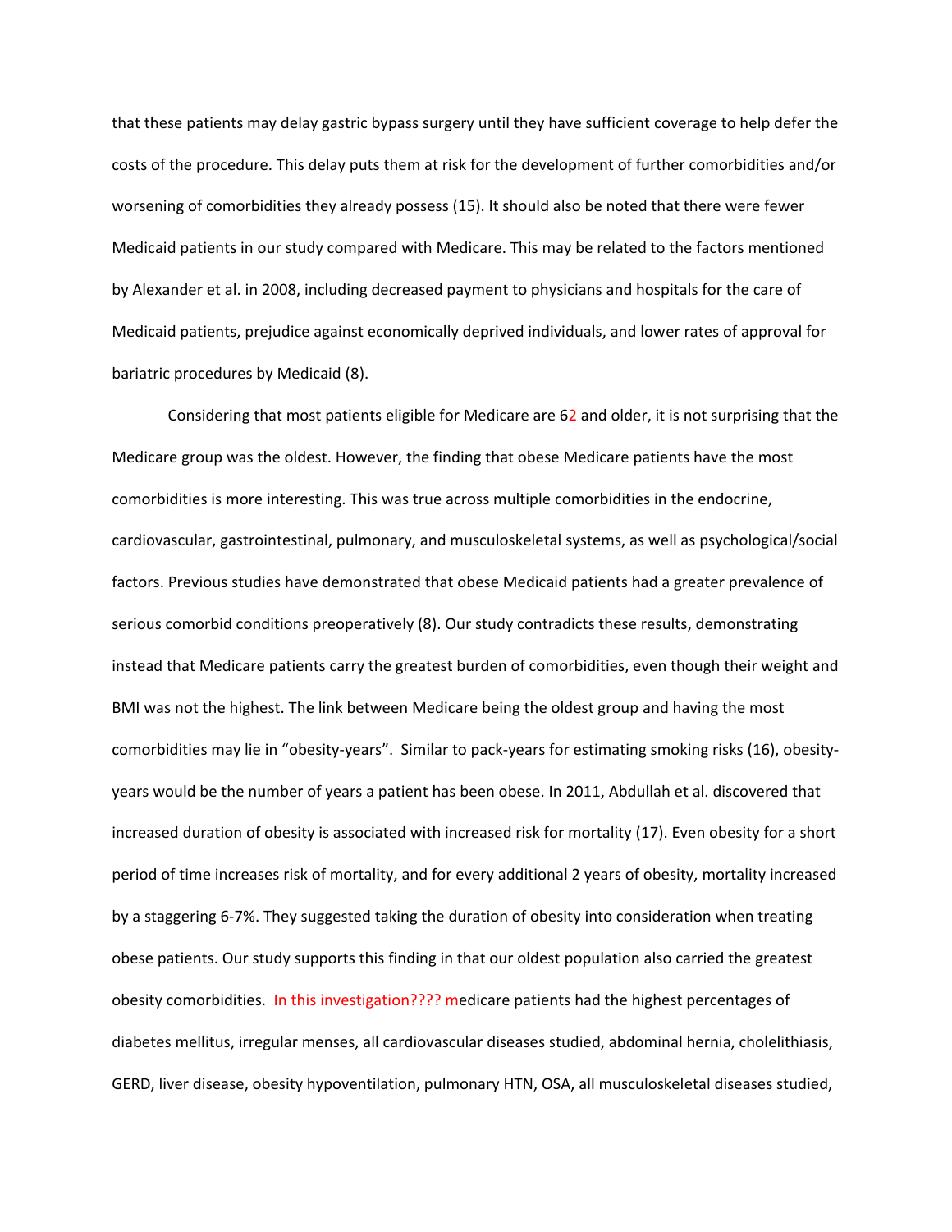that these patients may delay gastric bypass surgery until they have sufficient coverage to help defer the costs of the procedure. This delay puts them at risk for the development of further comorbidities and/or worsening of comorbidities they already possess (15). It should also be noted that there were fewer Medicaid patients in our study compared with Medicare. This may be related to the factors mentioned by Alexander et al. in 2008, including decreased payment to physicians and hospitals for the care of Medicaid patients, prejudice against economically deprived individuals, and lower rates of approval for bariatric procedures by Medicaid (8).

Considering that most patients eligible for Medicare are 62 and older, it is not surprising that the Medicare group was the oldest. However, the finding that obese Medicare patients have the most comorbidities is more interesting. This was true across multiple comorbidities in the endocrine, cardiovascular, gastrointestinal, pulmonary, and musculoskeletal systems, as well as psychological/social factors. Previous studies have demonstrated that obese Medicaid patients had a greater prevalence of serious comorbid conditions preoperatively (8). Our study contradicts these results, demonstrating instead that Medicare patients carry the greatest burden of comorbidities, even though their weight and BMI was not the highest. The link between Medicare being the oldest group and having the most comorbidities may lie in "obesity-years". Similar to pack-years for estimating smoking risks (16), obesity-years would be the number of years a patient has been obese. In 2011, Abdullah et al. discovered that increased duration of obesity is associated with increased risk for mortality (17). Even obesity for a short period of time increases risk of mortality, and for every additional 2 years of obesity, mortality increased by a staggering 6-7%. They suggested taking the duration of obesity into consideration when treating obese patients. Our study supports this finding in that our oldest population also carried the greatest obesity comorbidities. In this investigation???? medicare patients had the highest percentages of diabetes mellitus, irregular menses, all cardiovascular diseases studied, abdominal hernia, cholelithiasis, GERD, liver disease, obesity hypoventilation, pulmonary HTN, OSA, all musculoskeletal diseases studied,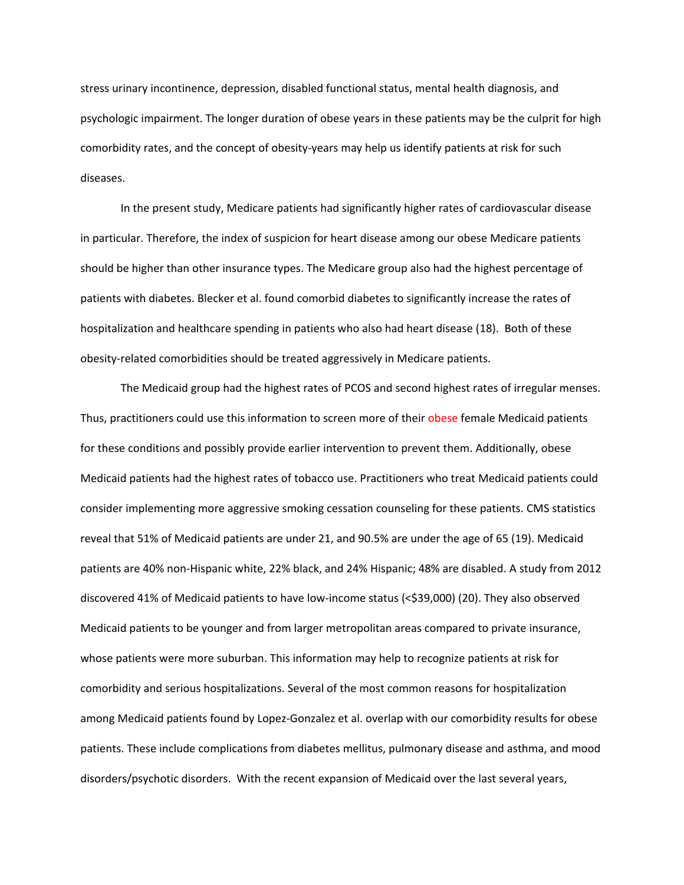stress urinary incontinence, depression, disabled functional status, mental health diagnosis, and psychologic impairment. The longer duration of obese years in these patients may be the culprit for high comorbidity rates, and the concept of obesity-years may help us identify patients at risk for such diseases.

In the present study, Medicare patients had significantly higher rates of cardiovascular disease in particular. Therefore, the index of suspicion for heart disease among our obese Medicare patients should be higher than other insurance types. The Medicare group also had the highest percentage of patients with diabetes. Blecker et al. found comorbid diabetes to significantly increase the rates of hospitalization and healthcare spending in patients who also had heart disease (18). Both of these obesity-related comorbidities should be treated aggressively in Medicare patients.

The Medicaid group had the highest rates of PCOS and second highest rates of irregular menses. Thus, practitioners could use this information to screen more of their obese female Medicaid patients for these conditions and possibly provide earlier intervention to prevent them. Additionally, obese Medicaid patients had the highest rates of tobacco use. Practitioners who treat Medicaid patients could consider implementing more aggressive smoking cessation counseling for these patients. CMS statistics reveal that 51% of Medicaid patients are under 21, and 90.5% are under the age of 65 (19). Medicaid patients are 40% non-Hispanic white, 22% black, and 24% Hispanic; 48% are disabled. A study from 2012 discovered 41% of Medicaid patients to have low-income status (<$39,000) (20). They also observed Medicaid patients to be younger and from larger metropolitan areas compared to private insurance, whose patients were more suburban. This information may help to recognize patients at risk for comorbidity and serious hospitalizations. Several of the most common reasons for hospitalization among Medicaid patients found by Lopez-Gonzalez et al. overlap with our comorbidity results for obese patients. These include complications from diabetes mellitus, pulmonary disease and asthma, and mood disorders/psychotic disorders. With the recent expansion of Medicaid over the last several years,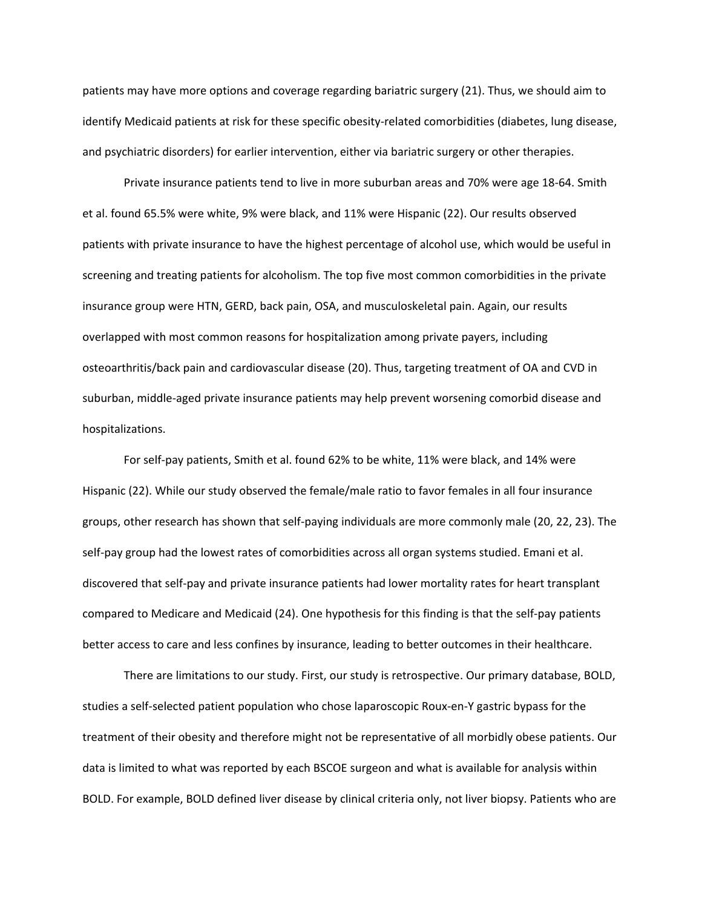patients may have more options and coverage regarding bariatric surgery (21). Thus, we should aim to identify Medicaid patients at risk for these specific obesity-related comorbidities (diabetes, lung disease, and psychiatric disorders) for earlier intervention, either via bariatric surgery or other therapies.

Private insurance patients tend to live in more suburban areas and 70% were age 18-64. Smith et al. found 65.5% were white, 9% were black, and 11% were Hispanic (22). Our results observed patients with private insurance to have the highest percentage of alcohol use, which would be useful in screening and treating patients for alcoholism. The top five most common comorbidities in the private insurance group were HTN, GERD, back pain, OSA, and musculoskeletal pain. Again, our results overlapped with most common reasons for hospitalization among private payers, including osteoarthritis/back pain and cardiovascular disease (20). Thus, targeting treatment of OA and CVD in suburban, middle-aged private insurance patients may help prevent worsening comorbid disease and hospitalizations.

For self-pay patients, Smith et al. found 62% to be white, 11% were black, and 14% were Hispanic (22). While our study observed the female/male ratio to favor females in all four insurance groups, other research has shown that self-paying individuals are more commonly male (20, 22, 23). The self-pay group had the lowest rates of comorbidities across all organ systems studied. Emani et al. discovered that self-pay and private insurance patients had lower mortality rates for heart transplant compared to Medicare and Medicaid (24). One hypothesis for this finding is that the self-pay patients better access to care and less confines by insurance, leading to better outcomes in their healthcare.

There are limitations to our study. First, our study is retrospective. Our primary database, BOLD, studies a self-selected patient population who chose laparoscopic Roux-en-Y gastric bypass for the treatment of their obesity and therefore might not be representative of all morbidly obese patients. Our data is limited to what was reported by each BSCOE surgeon and what is available for analysis within BOLD. For example, BOLD defined liver disease by clinical criteria only, not liver biopsy. Patients who are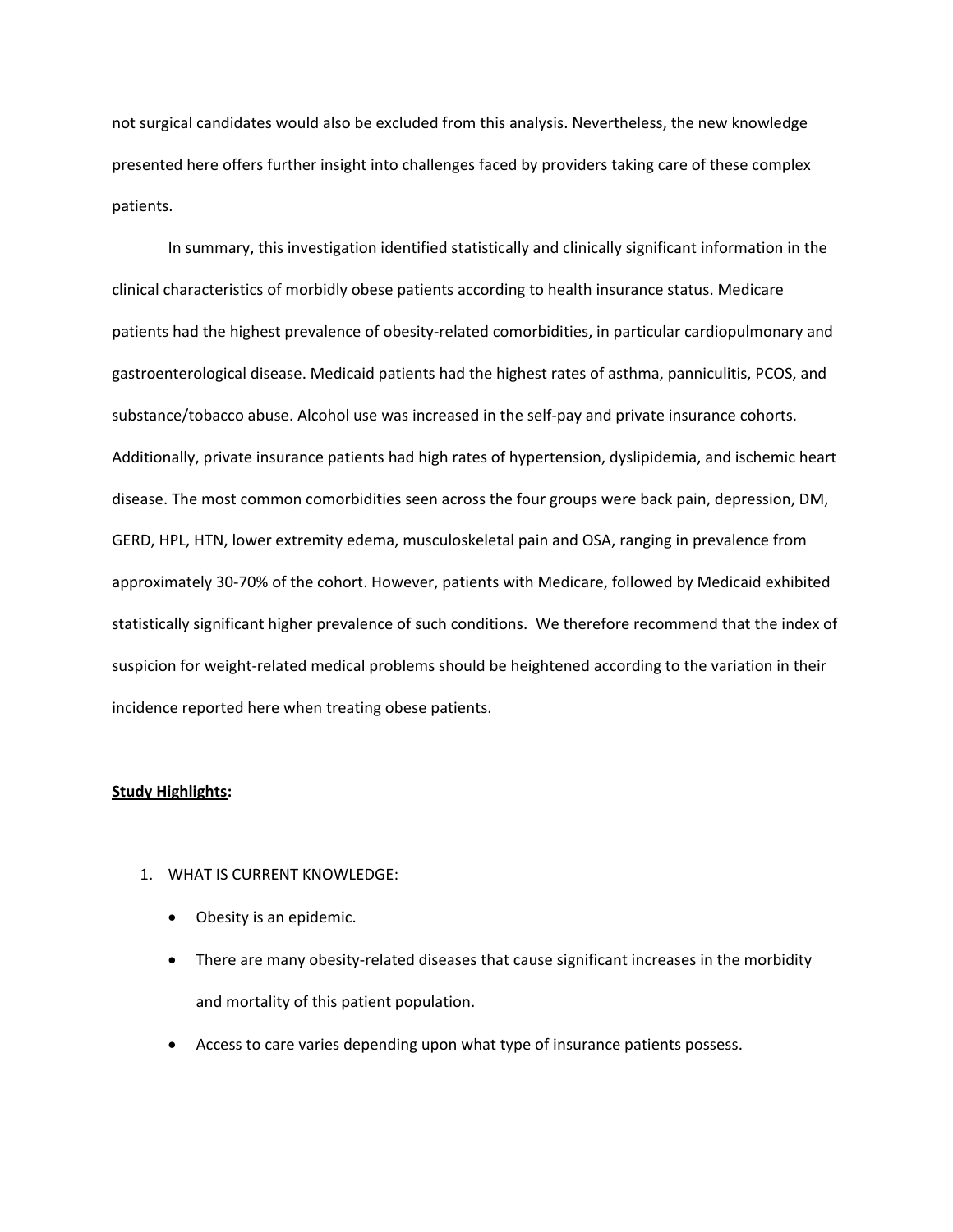not surgical candidates would also be excluded from this analysis. Nevertheless, the new knowledge presented here offers further insight into challenges faced by providers taking care of these complex patients.

In summary, this investigation identified statistically and clinically significant information in the clinical characteristics of morbidly obese patients according to health insurance status. Medicare patients had the highest prevalence of obesity-related comorbidities, in particular cardiopulmonary and gastroenterological disease. Medicaid patients had the highest rates of asthma, panniculitis, PCOS, and substance/tobacco abuse. Alcohol use was increased in the self-pay and private insurance cohorts. Additionally, private insurance patients had high rates of hypertension, dyslipidemia, and ischemic heart disease. The most common comorbidities seen across the four groups were back pain, depression, DM, GERD, HPL, HTN, lower extremity edema, musculoskeletal pain and OSA, ranging in prevalence from approximately 30-70% of the cohort. However, patients with Medicare, followed by Medicaid exhibited statistically significant higher prevalence of such conditions. We therefore recommend that the index of suspicion for weight-related medical problems should be heightened according to the variation in their incidence reported here when treating obese patients.

**<u>Study Highlights</u>:**

1. WHAT IS CURRENT KNOWLEDGE:
   - Obesity is an epidemic.
   - There are many obesity-related diseases that cause significant increases in the morbidity and mortality of this patient population.
   - Access to care varies depending upon what type of insurance patients possess.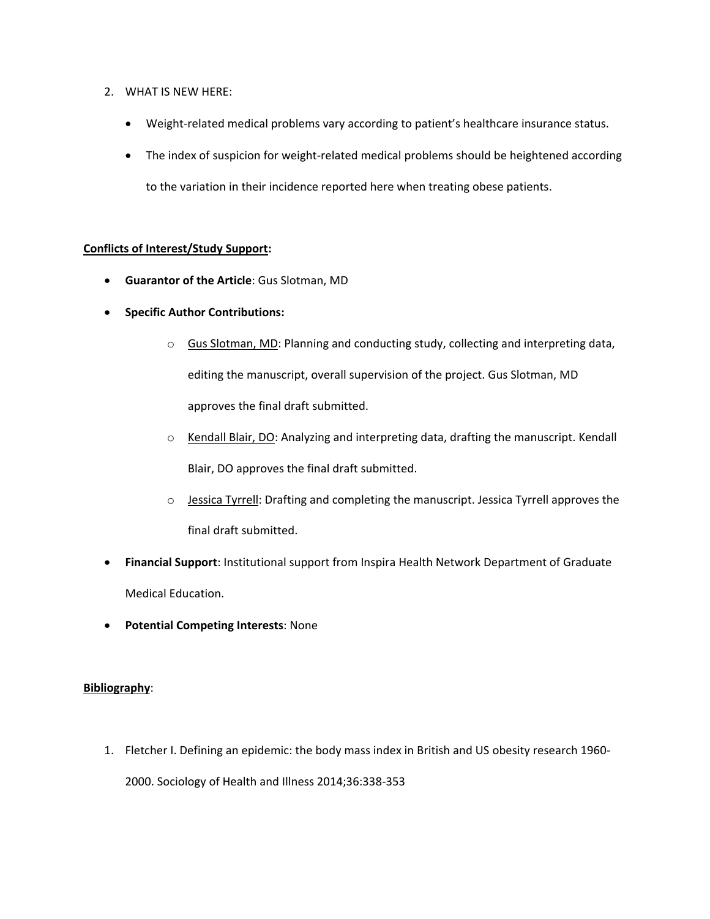2. WHAT IS NEW HERE:

    - Weight-related medical problems vary according to patient's healthcare insurance status.
    - The index of suspicion for weight-related medical problems should be heightened according to the variation in their incidence reported here when treating obese patients.

**Conflicts of Interest/Study Support:**

- **Guarantor of the Article**: Gus Slotman, MD
- **Specific Author Contributions:**
    - Gus Slotman, MD: Planning and conducting study, collecting and interpreting data, editing the manuscript, overall supervision of the project. Gus Slotman, MD approves the final draft submitted.
    - Kendall Blair, DO: Analyzing and interpreting data, drafting the manuscript. Kendall Blair, DO approves the final draft submitted.
    - Jessica Tyrrell: Drafting and completing the manuscript. Jessica Tyrrell approves the final draft submitted.
- **Financial Support**: Institutional support from Inspira Health Network Department of Graduate Medical Education.
- **Potential Competing Interests**: None

**Bibliography**:

1. Fletcher I. Defining an epidemic: the body mass index in British and US obesity research 1960-2000. Sociology of Health and Illness 2014;36:338-353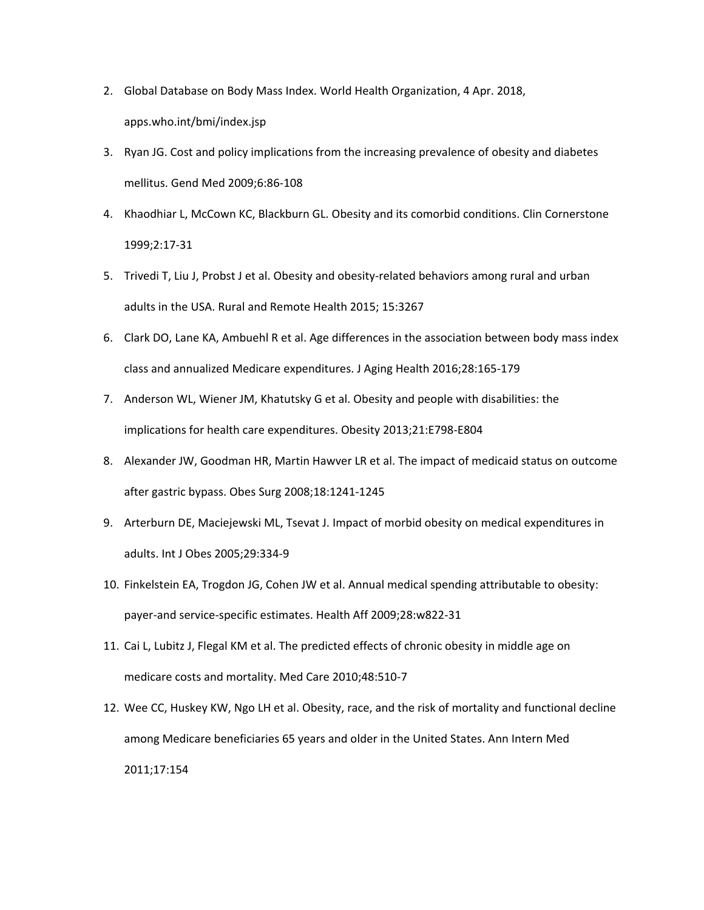2. Global Database on Body Mass Index. World Health Organization, 4 Apr. 2018, apps.who.int/bmi/index.jsp
3. Ryan JG. Cost and policy implications from the increasing prevalence of obesity and diabetes mellitus. Gend Med 2009;6:86-108
4. Khaodhiar L, McCown KC, Blackburn GL. Obesity and its comorbid conditions. Clin Cornerstone 1999;2:17-31
5. Trivedi T, Liu J, Probst J et al. Obesity and obesity-related behaviors among rural and urban adults in the USA. Rural and Remote Health 2015; 15:3267
6. Clark DO, Lane KA, Ambuehl R et al. Age differences in the association between body mass index class and annualized Medicare expenditures. J Aging Health 2016;28:165-179
7. Anderson WL, Wiener JM, Khatutsky G et al. Obesity and people with disabilities: the implications for health care expenditures. Obesity 2013;21:E798-E804
8. Alexander JW, Goodman HR, Martin Hawver LR et al. The impact of medicaid status on outcome after gastric bypass. Obes Surg 2008;18:1241-1245
9. Arterburn DE, Maciejewski ML, Tsevat J. Impact of morbid obesity on medical expenditures in adults. Int J Obes 2005;29:334-9
10. Finkelstein EA, Trogdon JG, Cohen JW et al. Annual medical spending attributable to obesity: payer-and service-specific estimates. Health Aff 2009;28:w822-31
11. Cai L, Lubitz J, Flegal KM et al. The predicted effects of chronic obesity in middle age on medicare costs and mortality. Med Care 2010;48:510-7
12. Wee CC, Huskey KW, Ngo LH et al. Obesity, race, and the risk of mortality and functional decline among Medicare beneficiaries 65 years and older in the United States. Ann Intern Med 2011;17:154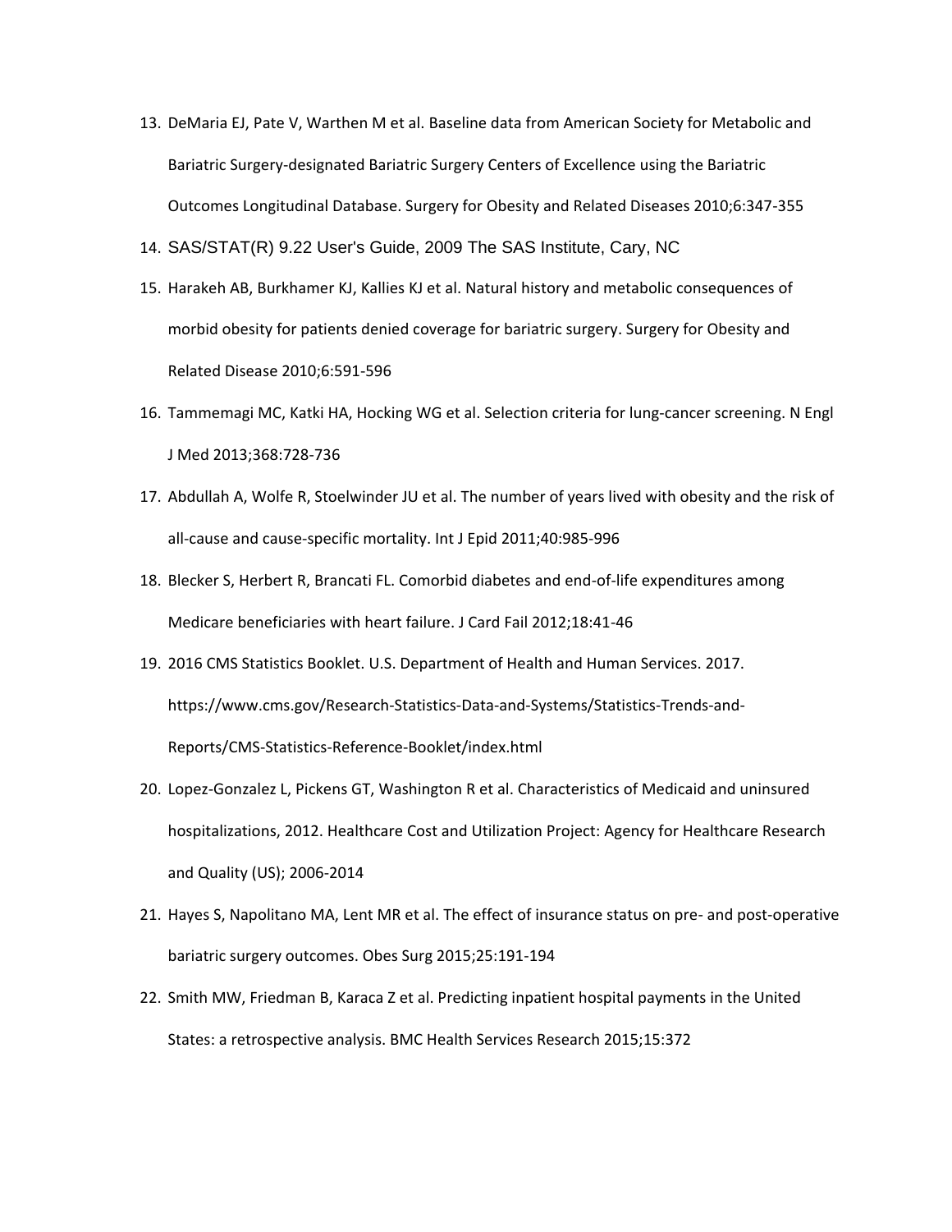13. DeMaria EJ, Pate V, Warthen M et al. Baseline data from American Society for Metabolic and Bariatric Surgery-designated Bariatric Surgery Centers of Excellence using the Bariatric Outcomes Longitudinal Database. Surgery for Obesity and Related Diseases 2010;6:347-355
14. SAS/STAT(R) 9.22 User's Guide, 2009 The SAS Institute, Cary, NC
15. Harakeh AB, Burkhamer KJ, Kallies KJ et al. Natural history and metabolic consequences of morbid obesity for patients denied coverage for bariatric surgery. Surgery for Obesity and Related Disease 2010;6:591-596
16. Tammemagi MC, Katki HA, Hocking WG et al. Selection criteria for lung-cancer screening. N Engl J Med 2013;368:728-736
17. Abdullah A, Wolfe R, Stoelwinder JU et al. The number of years lived with obesity and the risk of all-cause and cause-specific mortality. Int J Epid 2011;40:985-996
18. Blecker S, Herbert R, Brancati FL. Comorbid diabetes and end-of-life expenditures among Medicare beneficiaries with heart failure. J Card Fail 2012;18:41-46
19. 2016 CMS Statistics Booklet. U.S. Department of Health and Human Services. 2017. https://www.cms.gov/Research-Statistics-Data-and-Systems/Statistics-Trends-and-Reports/CMS-Statistics-Reference-Booklet/index.html
20. Lopez-Gonzalez L, Pickens GT, Washington R et al. Characteristics of Medicaid and uninsured hospitalizations, 2012. Healthcare Cost and Utilization Project: Agency for Healthcare Research and Quality (US); 2006-2014
21. Hayes S, Napolitano MA, Lent MR et al. The effect of insurance status on pre- and post-operative bariatric surgery outcomes. Obes Surg 2015;25:191-194
22. Smith MW, Friedman B, Karaca Z et al. Predicting inpatient hospital payments in the United States: a retrospective analysis. BMC Health Services Research 2015;15:372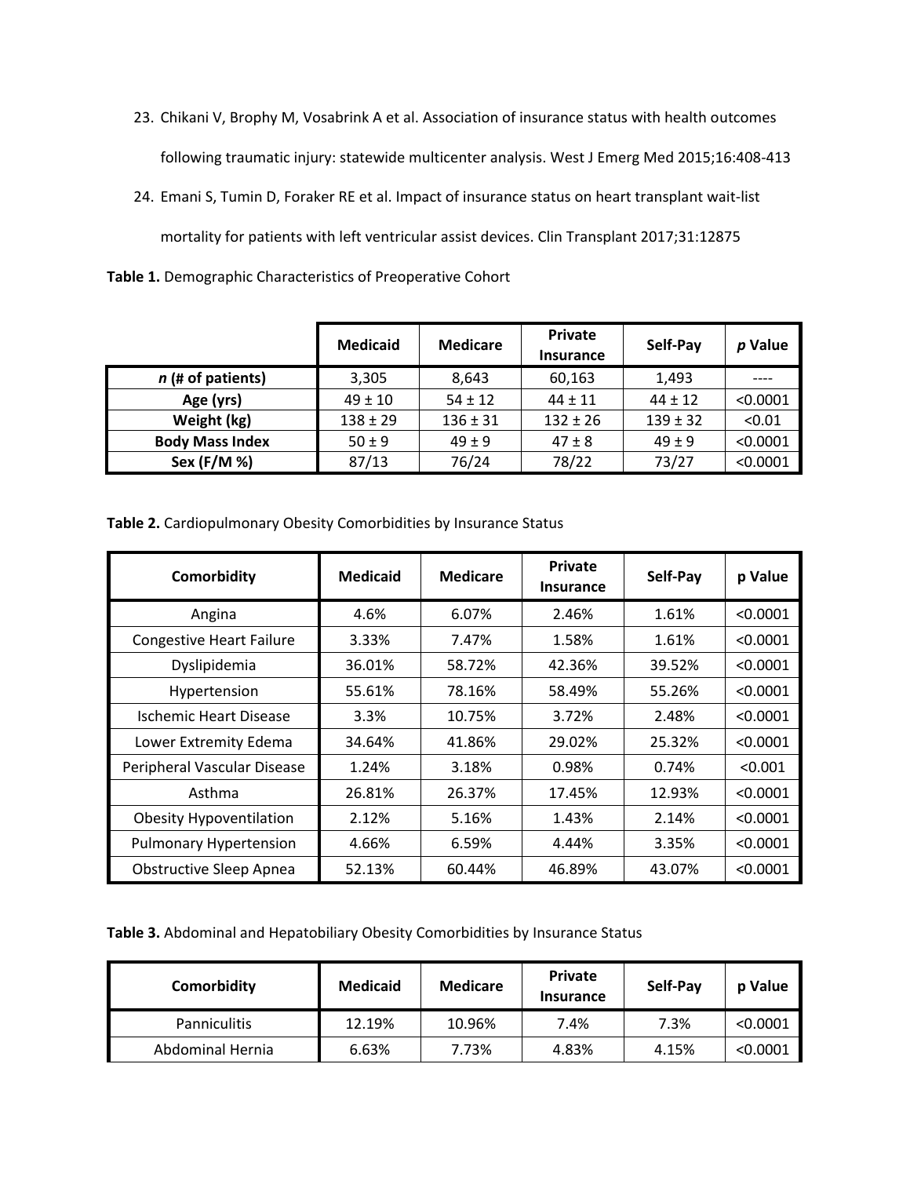23. Chikani V, Brophy M, Vosabrink A et al. Association of insurance status with health outcomes following traumatic injury: statewide multicenter analysis. West J Emerg Med 2015;16:408-413

24. Emani S, Tumin D, Foraker RE et al. Impact of insurance status on heart transplant wait-list mortality for patients with left ventricular assist devices. Clin Transplant 2017;31:12875

**Table 1.** Demographic Characteristics of Preoperative Cohort

| | Medicaid | Medicare | Private Insurance | Self-Pay | *p* Value |
|---|---|---|---|---|---|
| ***n* (# of patients)** | 3,305 | 8,643 | 60,163 | 1,493 | ---- |
| **Age (yrs)** | 49 ± 10 | 54 ± 12 | 44 ± 11 | 44 ± 12 | <0.0001 |
| **Weight (kg)** | 138 ± 29 | 136 ± 31 | 132 ± 26 | 139 ± 32 | <0.01 |
| **Body Mass Index** | 50 ± 9 | 49 ± 9 | 47 ± 8 | 49 ± 9 | <0.0001 |
| **Sex (F/M %)** | 87/13 | 76/24 | 78/22 | 73/27 | <0.0001 |

**Table 2.** Cardiopulmonary Obesity Comorbidities by Insurance Status

| Comorbidity | Medicaid | Medicare | Private Insurance | Self-Pay | p Value |
|---|---|---|---|---|---|
| Angina | 4.6% | 6.07% | 2.46% | 1.61% | <0.0001 |
| Congestive Heart Failure | 3.33% | 7.47% | 1.58% | 1.61% | <0.0001 |
| Dyslipidemia | 36.01% | 58.72% | 42.36% | 39.52% | <0.0001 |
| Hypertension | 55.61% | 78.16% | 58.49% | 55.26% | <0.0001 |
| Ischemic Heart Disease | 3.3% | 10.75% | 3.72% | 2.48% | <0.0001 |
| Lower Extremity Edema | 34.64% | 41.86% | 29.02% | 25.32% | <0.0001 |
| Peripheral Vascular Disease | 1.24% | 3.18% | 0.98% | 0.74% | <0.001 |
| Asthma | 26.81% | 26.37% | 17.45% | 12.93% | <0.0001 |
| Obesity Hypoventilation | 2.12% | 5.16% | 1.43% | 2.14% | <0.0001 |
| Pulmonary Hypertension | 4.66% | 6.59% | 4.44% | 3.35% | <0.0001 |
| Obstructive Sleep Apnea | 52.13% | 60.44% | 46.89% | 43.07% | <0.0001 |

**Table 3.** Abdominal and Hepatobiliary Obesity Comorbidities by Insurance Status

| Comorbidity | Medicaid | Medicare | Private Insurance | Self-Pay | p Value |
|---|---|---|---|---|---|
| Panniculitis | 12.19% | 10.96% | 7.4% | 7.3% | <0.0001 |
| Abdominal Hernia | 6.63% | 7.73% | 4.83% | 4.15% | <0.0001 |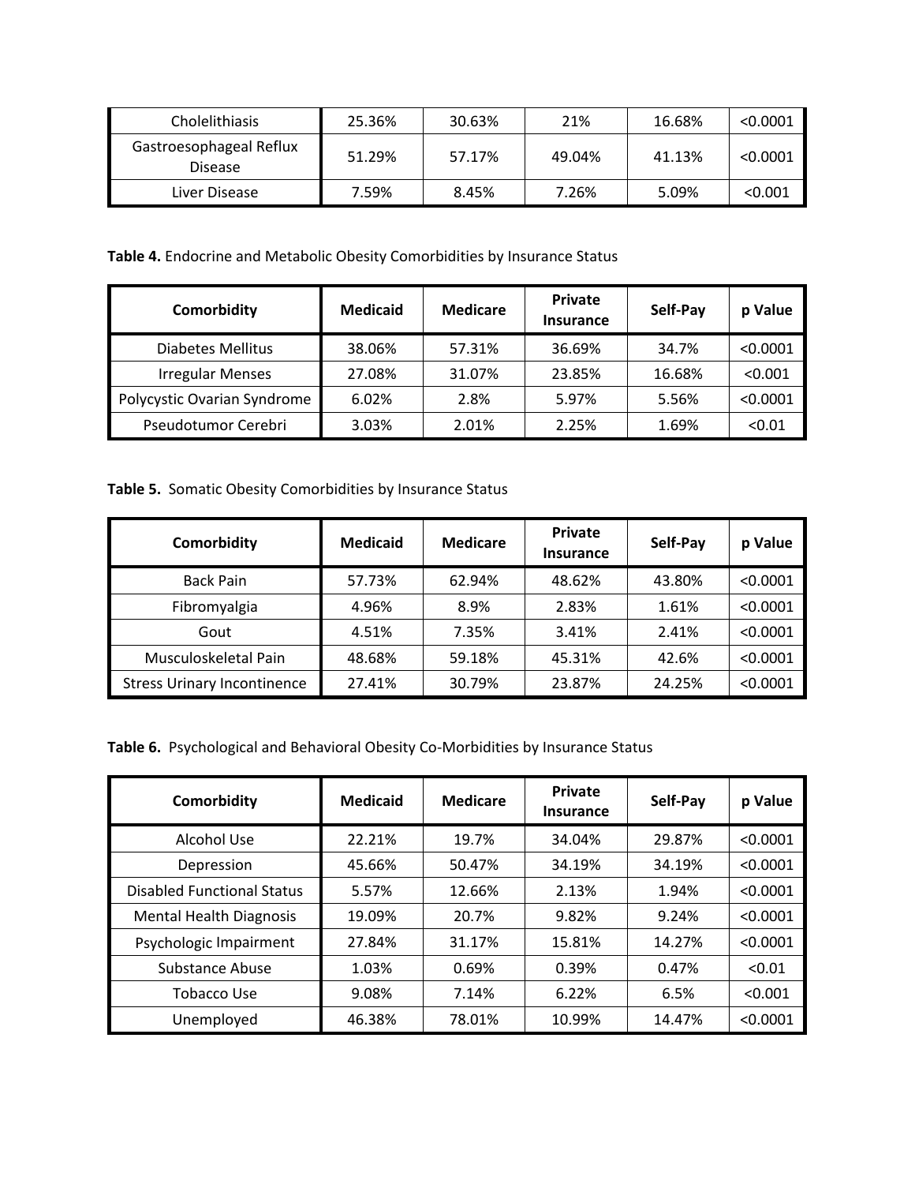| | | | | | |
|---|---|---|---|---|---|
| Cholelithiasis | 25.36% | 30.63% | 21% | 16.68% | <0.0001 |
| Gastroesophageal Reflux Disease | 51.29% | 57.17% | 49.04% | 41.13% | <0.0001 |
| Liver Disease | 7.59% | 8.45% | 7.26% | 5.09% | <0.001 |

**Table 4.** Endocrine and Metabolic Obesity Comorbidities by Insurance Status

| Comorbidity | Medicaid | Medicare | Private Insurance | Self-Pay | p Value |
|---|---|---|---|---|---|
| Diabetes Mellitus | 38.06% | 57.31% | 36.69% | 34.7% | <0.0001 |
| Irregular Menses | 27.08% | 31.07% | 23.85% | 16.68% | <0.001 |
| Polycystic Ovarian Syndrome | 6.02% | 2.8% | 5.97% | 5.56% | <0.0001 |
| Pseudotumor Cerebri | 3.03% | 2.01% | 2.25% | 1.69% | <0.01 |

**Table 5.** Somatic Obesity Comorbidities by Insurance Status

| Comorbidity | Medicaid | Medicare | Private Insurance | Self-Pay | p Value |
|---|---|---|---|---|---|
| Back Pain | 57.73% | 62.94% | 48.62% | 43.80% | <0.0001 |
| Fibromyalgia | 4.96% | 8.9% | 2.83% | 1.61% | <0.0001 |
| Gout | 4.51% | 7.35% | 3.41% | 2.41% | <0.0001 |
| Musculoskeletal Pain | 48.68% | 59.18% | 45.31% | 42.6% | <0.0001 |
| Stress Urinary Incontinence | 27.41% | 30.79% | 23.87% | 24.25% | <0.0001 |

**Table 6.** Psychological and Behavioral Obesity Co-Morbidities by Insurance Status

| Comorbidity | Medicaid | Medicare | Private Insurance | Self-Pay | p Value |
|---|---|---|---|---|---|
| Alcohol Use | 22.21% | 19.7% | 34.04% | 29.87% | <0.0001 |
| Depression | 45.66% | 50.47% | 34.19% | 34.19% | <0.0001 |
| Disabled Functional Status | 5.57% | 12.66% | 2.13% | 1.94% | <0.0001 |
| Mental Health Diagnosis | 19.09% | 20.7% | 9.82% | 9.24% | <0.0001 |
| Psychologic Impairment | 27.84% | 31.17% | 15.81% | 14.27% | <0.0001 |
| Substance Abuse | 1.03% | 0.69% | 0.39% | 0.47% | <0.01 |
| Tobacco Use | 9.08% | 7.14% | 6.22% | 6.5% | <0.001 |
| Unemployed | 46.38% | 78.01% | 10.99% | 14.47% | <0.0001 |